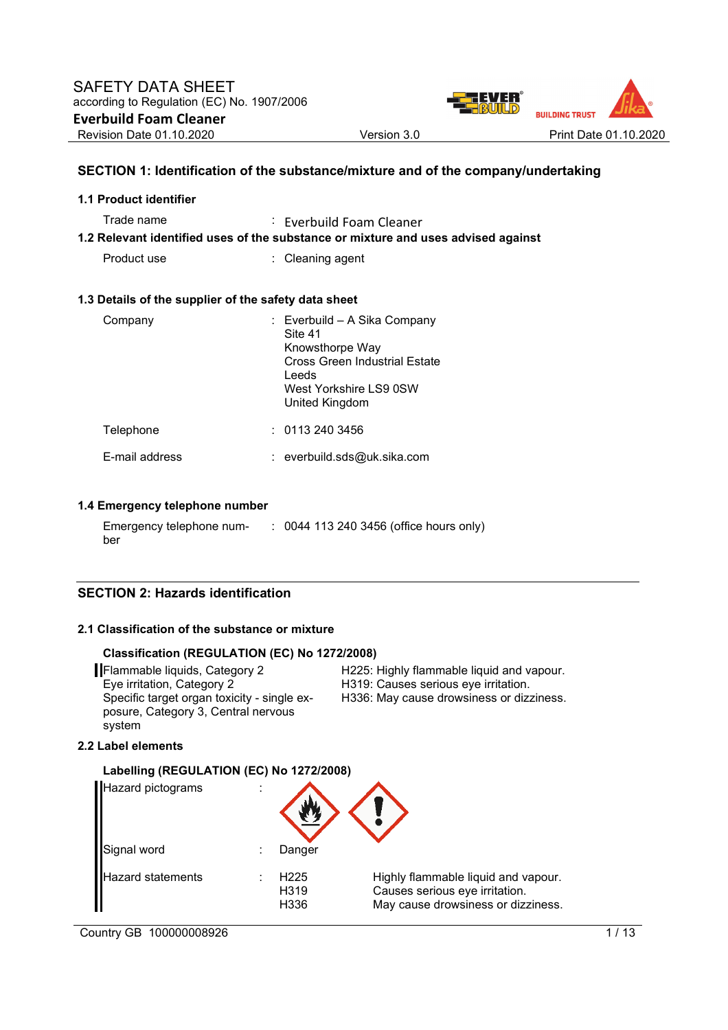# SAFETY DATA SHEET
according to Regulation (EC) No. 1907/2006

**Everbuild Foam Cleaner**

Revision Date 01.10.2020 | Version 3.0 | Print Date 01.10.2020

## SECTION 1: Identification of the substance/mixture and of the company/undertaking

### 1.1 Product identifier

| | | |
|---|---|---|
| Trade name | : | Everbuild Foam Cleaner |

### 1.2 Relevant identified uses of the substance or mixture and uses advised against

| | | |
|---|---|---|
| Product use | : | Cleaning agent |

### 1.3 Details of the supplier of the safety data sheet

| | | |
|---|---|---|
| Company | : | Everbuild – A Sika Company<br>Site 41<br>Knowsthorpe Way<br>Cross Green Industrial Estate<br>Leeds<br>West Yorkshire LS9 0SW<br>United Kingdom |
| Telephone | : | 0113 240 3456 |
| E-mail address | : | everbuild.sds@uk.sika.com |

### 1.4 Emergency telephone number

| | | |
|---|---|---|
| Emergency telephone number | : | 0044 113 240 3456 (office hours only) |

## SECTION 2: Hazards identification

### 2.1 Classification of the substance or mixture

**Classification (REGULATION (EC) No 1272/2008)**

| | |
|---|---|
| Flammable liquids, Category 2 | H225: Highly flammable liquid and vapour. |
| Eye irritation, Category 2 | H319: Causes serious eye irritation. |
| Specific target organ toxicity - single exposure, Category 3, Central nervous system | H336: May cause drowsiness or dizziness. |

### 2.2 Label elements

**Labelling (REGULATION (EC) No 1272/2008)**

| | | | |
|---|---|---|---|
| Hazard pictograms | : | | |
| Signal word | : | Danger | |
| Hazard statements | : | H225 | Highly flammable liquid and vapour. |
| | | H319 | Causes serious eye irritation. |
| | | H336 | May cause drowsiness or dizziness. |

Country GB 100000008926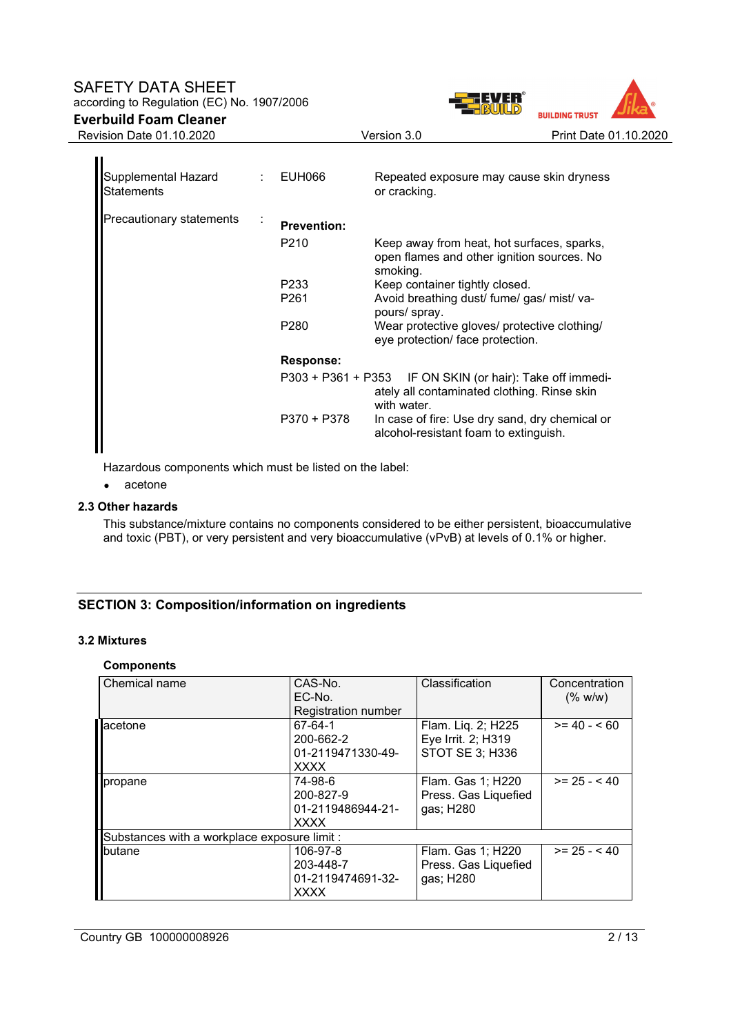| | | | |
|---|---|---|---|
| Supplemental Hazard Statements | : | EUH066 | Repeated exposure may cause skin dryness or cracking. |
| Precautionary statements | : | **Prevention:** | |
| | | P210 | Keep away from heat, hot surfaces, sparks, open flames and other ignition sources. No smoking. |
| | | P233 | Keep container tightly closed. |
| | | P261 | Avoid breathing dust/ fume/ gas/ mist/ vapours/ spray. |
| | | P280 | Wear protective gloves/ protective clothing/ eye protection/ face protection. |
| | | **Response:** | |
| | | P303 + P361 + P353 | IF ON SKIN (or hair): Take off immediately all contaminated clothing. Rinse skin with water. |
| | | P370 + P378 | In case of fire: Use dry sand, dry chemical or alcohol-resistant foam to extinguish. |

Hazardous components which must be listed on the label:

- acetone

### 2.3 Other hazards

This substance/mixture contains no components considered to be either persistent, bioaccumulative and toxic (PBT), or very persistent and very bioaccumulative (vPvB) at levels of 0.1% or higher.

## SECTION 3: Composition/information on ingredients

### 3.2 Mixtures

**Components**

| Chemical name | CAS-No.<br>EC-No.<br>Registration number | Classification | Concentration (% w/w) |
|---|---|---|---|
| acetone | 67-64-1<br>200-662-2<br>01-2119471330-49-XXXX | Flam. Liq. 2; H225<br>Eye Irrit. 2; H319<br>STOT SE 3; H336 | >= 40 - < 60 |
| propane | 74-98-6<br>200-827-9<br>01-2119486944-21-XXXX | Flam. Gas 1; H220<br>Press. Gas Liquefied gas; H280 | >= 25 - < 40 |
| Substances with a workplace exposure limit : | | | |
| butane | 106-97-8<br>203-448-7<br>01-2119474691-32-XXXX | Flam. Gas 1; H220<br>Press. Gas Liquefied gas; H280 | >= 25 - < 40 |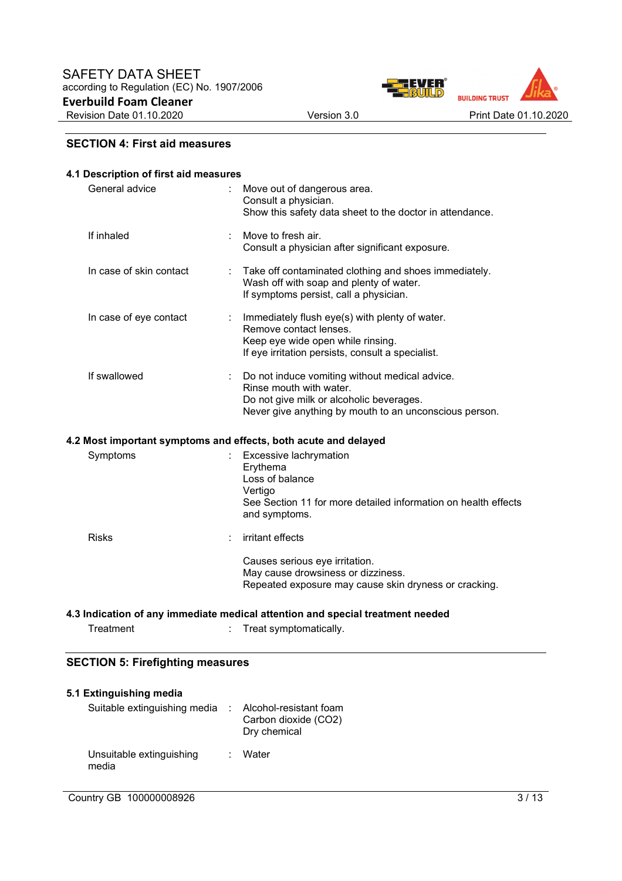## SECTION 4: First aid measures

### 4.1 Description of first aid measures

| | | |
|---|---|---|
| General advice | : | Move out of dangerous area.<br>Consult a physician.<br>Show this safety data sheet to the doctor in attendance. |
| If inhaled | : | Move to fresh air.<br>Consult a physician after significant exposure. |
| In case of skin contact | : | Take off contaminated clothing and shoes immediately.<br>Wash off with soap and plenty of water.<br>If symptoms persist, call a physician. |
| In case of eye contact | : | Immediately flush eye(s) with plenty of water.<br>Remove contact lenses.<br>Keep eye wide open while rinsing.<br>If eye irritation persists, consult a specialist. |
| If swallowed | : | Do not induce vomiting without medical advice.<br>Rinse mouth with water.<br>Do not give milk or alcoholic beverages.<br>Never give anything by mouth to an unconscious person. |

### 4.2 Most important symptoms and effects, both acute and delayed

| | | |
|---|---|---|
| Symptoms | : | Excessive lachrymation<br>Erythema<br>Loss of balance<br>Vertigo<br>See Section 11 for more detailed information on health effects and symptoms. |
| Risks | : | irritant effects<br><br>Causes serious eye irritation.<br>May cause drowsiness or dizziness.<br>Repeated exposure may cause skin dryness or cracking. |

### 4.3 Indication of any immediate medical attention and special treatment needed

| | | |
|---|---|---|
| Treatment | : | Treat symptomatically. |

## SECTION 5: Firefighting measures

### 5.1 Extinguishing media

| | | |
|---|---|---|
| Suitable extinguishing media | : | Alcohol-resistant foam<br>Carbon dioxide (CO2)<br>Dry chemical |
| Unsuitable extinguishing media | : | Water |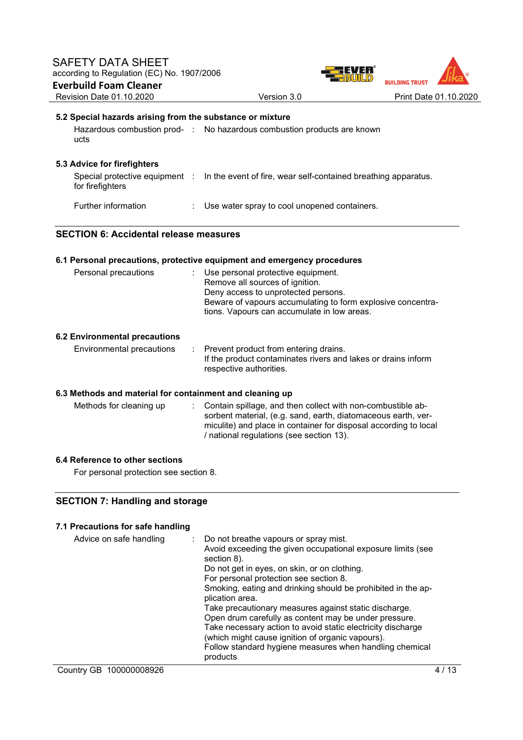### 5.2 Special hazards arising from the substance or mixture

| | | |
|---|---|---|
| Hazardous combustion products | : | No hazardous combustion products are known |

### 5.3 Advice for firefighters

| | | |
|---|---|---|
| Special protective equipment for firefighters | : | In the event of fire, wear self-contained breathing apparatus. |
| Further information | : | Use water spray to cool unopened containers. |

## SECTION 6: Accidental release measures

### 6.1 Personal precautions, protective equipment and emergency procedures

| | | |
|---|---|---|
| Personal precautions | : | Use personal protective equipment.<br>Remove all sources of ignition.<br>Deny access to unprotected persons.<br>Beware of vapours accumulating to form explosive concentrations. Vapours can accumulate in low areas. |

### 6.2 Environmental precautions

| | | |
|---|---|---|
| Environmental precautions | : | Prevent product from entering drains.<br>If the product contaminates rivers and lakes or drains inform respective authorities. |

### 6.3 Methods and material for containment and cleaning up

| | | |
|---|---|---|
| Methods for cleaning up | : | Contain spillage, and then collect with non-combustible absorbent material, (e.g. sand, earth, diatomaceous earth, vermiculite) and place in container for disposal according to local / national regulations (see section 13). |

### 6.4 Reference to other sections

For personal protection see section 8.

## SECTION 7: Handling and storage

### 7.1 Precautions for safe handling

| | | |
|---|---|---|
| Advice on safe handling | : | Do not breathe vapours or spray mist.<br>Avoid exceeding the given occupational exposure limits (see section 8).<br>Do not get in eyes, on skin, or on clothing.<br>For personal protection see section 8.<br>Smoking, eating and drinking should be prohibited in the application area.<br>Take precautionary measures against static discharge.<br>Open drum carefully as content may be under pressure.<br>Take necessary action to avoid static electricity discharge (which might cause ignition of organic vapours).<br>Follow standard hygiene measures when handling chemical products |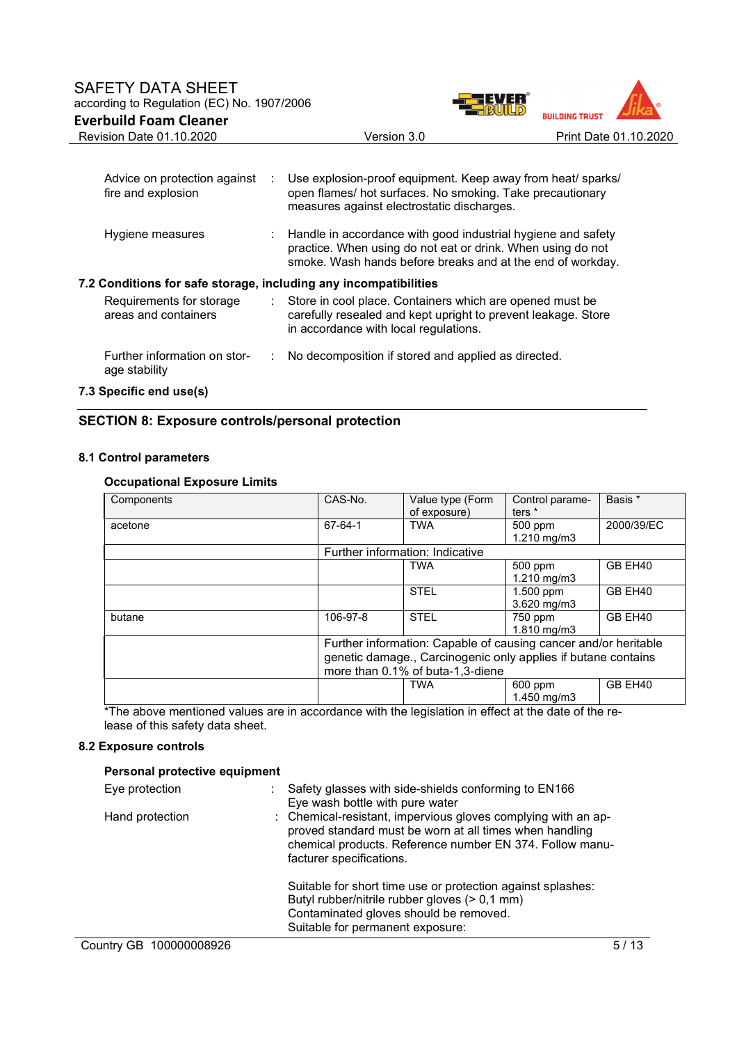| | | |
|---|---|---|
| Advice on protection against fire and explosion | : | Use explosion-proof equipment. Keep away from heat/ sparks/ open flames/ hot surfaces. No smoking. Take precautionary measures against electrostatic discharges. |
| Hygiene measures | : | Handle in accordance with good industrial hygiene and safety practice. When using do not eat or drink. When using do not smoke. Wash hands before breaks and at the end of workday. |

### 7.2 Conditions for safe storage, including any incompatibilities

| | | |
|---|---|---|
| Requirements for storage areas and containers | : | Store in cool place. Containers which are opened must be carefully resealed and kept upright to prevent leakage. Store in accordance with local regulations. |
| Further information on storage stability | : | No decomposition if stored and applied as directed. |

### 7.3 Specific end use(s)

## SECTION 8: Exposure controls/personal protection

### 8.1 Control parameters

**Occupational Exposure Limits**

| Components | CAS-No. | Value type (Form of exposure) | Control parameters * | Basis * |
|---|---|---|---|---|
| acetone | 67-64-1 | TWA | 500 ppm 1.210 mg/m3 | 2000/39/EC |
| | Further information: Indicative | | | |
| | | TWA | 500 ppm 1.210 mg/m3 | GB EH40 |
| | | STEL | 1.500 ppm 3.620 mg/m3 | GB EH40 |
| butane | 106-97-8 | STEL | 750 ppm 1.810 mg/m3 | GB EH40 |
| | Further information: Capable of causing cancer and/or heritable genetic damage., Carcinogenic only applies if butane contains more than 0.1% of buta-1,3-diene | | | |
| | | TWA | 600 ppm 1.450 mg/m3 | GB EH40 |

*The above mentioned values are in accordance with the legislation in effect at the date of the release of this safety data sheet.

### 8.2 Exposure controls

**Personal protective equipment**

| | | |
|---|---|---|
| Eye protection | : | Safety glasses with side-shields conforming to EN166<br>Eye wash bottle with pure water |
| Hand protection | : | Chemical-resistant, impervious gloves complying with an approved standard must be worn at all times when handling chemical products. Reference number EN 374. Follow manufacturer specifications.<br><br>Suitable for short time use or protection against splashes:<br>Butyl rubber/nitrile rubber gloves (> 0,1 mm)<br>Contaminated gloves should be removed.<br>Suitable for permanent exposure: |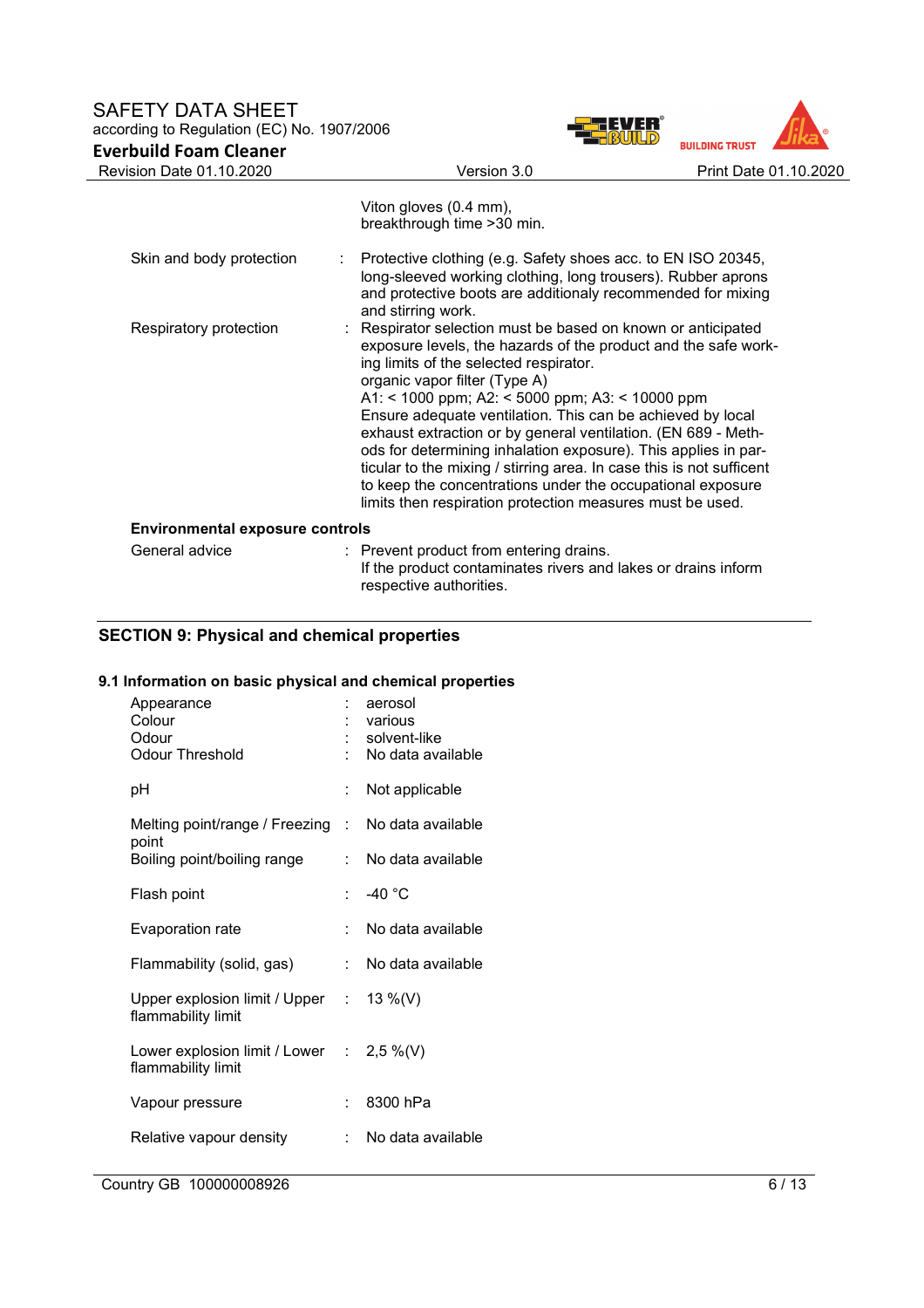| | | |
|---|---|---|
| | | Viton gloves (0.4 mm), breakthrough time >30 min. |
| Skin and body protection | : | Protective clothing (e.g. Safety shoes acc. to EN ISO 20345, long-sleeved working clothing, long trousers). Rubber aprons and protective boots are additionaly recommended for mixing and stirring work. |
| Respiratory protection | : | Respirator selection must be based on known or anticipated exposure levels, the hazards of the product and the safe working limits of the selected respirator.<br>organic vapor filter (Type A)<br>A1: < 1000 ppm; A2: < 5000 ppm; A3: < 10000 ppm<br>Ensure adequate ventilation. This can be achieved by local exhaust extraction or by general ventilation. (EN 689 - Methods for determining inhalation exposure). This applies in particular to the mixing / stirring area. In case this is not sufficent to keep the concentrations under the occupational exposure limits then respiration protection measures must be used. |

**Environmental exposure controls**

| | | |
|---|---|---|
| General advice | : | Prevent product from entering drains.<br>If the product contaminates rivers and lakes or drains inform respective authorities. |

## SECTION 9: Physical and chemical properties

### 9.1 Information on basic physical and chemical properties

| | | |
|---|---|---|
| Appearance | : | aerosol |
| Colour | : | various |
| Odour | : | solvent-like |
| Odour Threshold | : | No data available |
| pH | : | Not applicable |
| Melting point/range / Freezing point | : | No data available |
| Boiling point/boiling range | : | No data available |
| Flash point | : | -40 °C |
| Evaporation rate | : | No data available |
| Flammability (solid, gas) | : | No data available |
| Upper explosion limit / Upper flammability limit | : | 13 %(V) |
| Lower explosion limit / Lower flammability limit | : | 2,5 %(V) |
| Vapour pressure | : | 8300 hPa |
| Relative vapour density | : | No data available |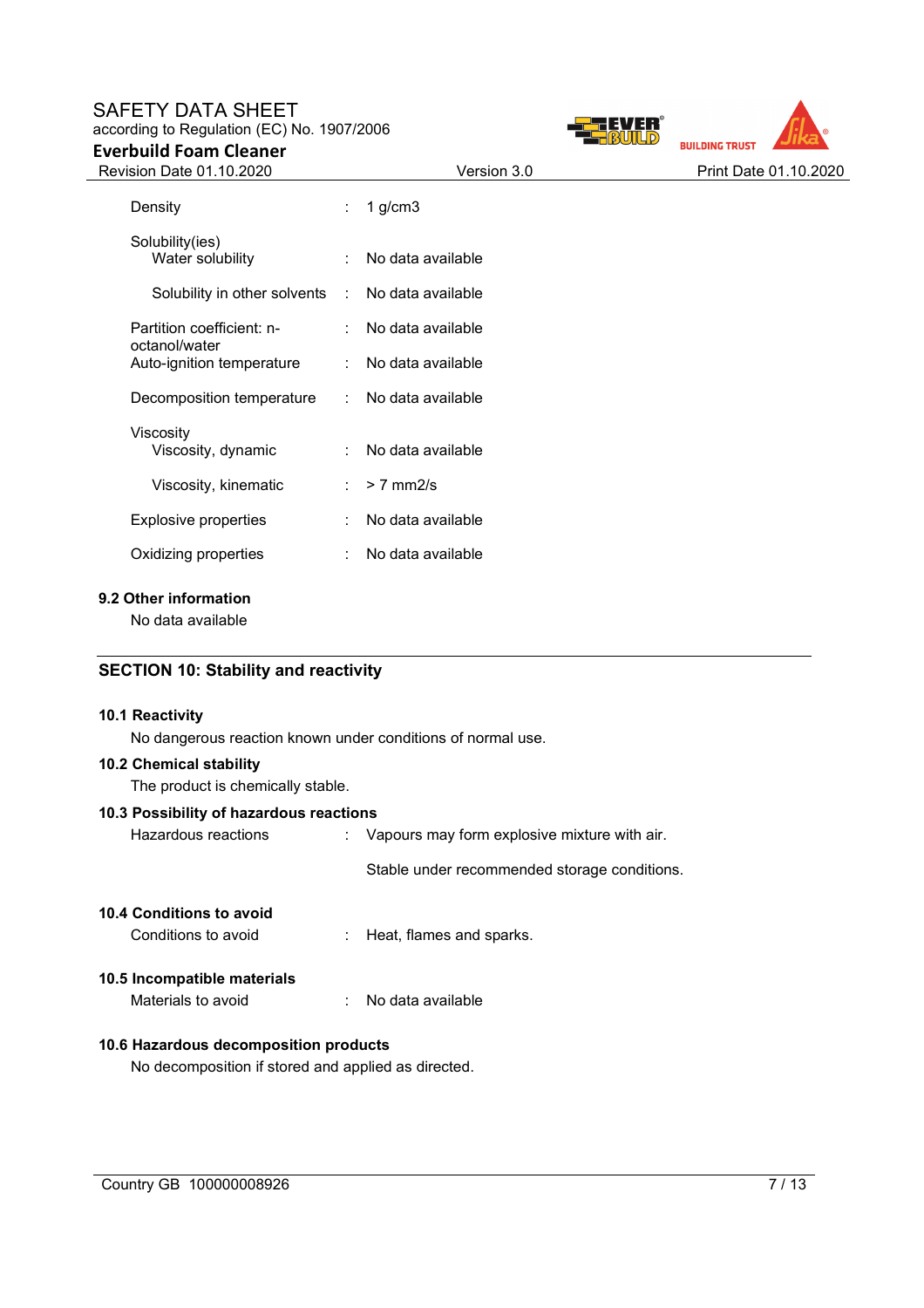| | | |
|---|---|---|
| Density | : | 1 g/cm3 |
| Solubility(ies) | | |
| Water solubility | : | No data available |
| Solubility in other solvents | : | No data available |
| Partition coefficient: n-octanol/water | : | No data available |
| Auto-ignition temperature | : | No data available |
| Decomposition temperature | : | No data available |
| Viscosity | | |
| Viscosity, dynamic | : | No data available |
| Viscosity, kinematic | : | > 7 mm2/s |
| Explosive properties | : | No data available |
| Oxidizing properties | : | No data available |

**9.2 Other information**

No data available

## SECTION 10: Stability and reactivity

**10.1 Reactivity**

No dangerous reaction known under conditions of normal use.

**10.2 Chemical stability**

The product is chemically stable.

**10.3 Possibility of hazardous reactions**

Hazardous reactions : Vapours may form explosive mixture with air.

Stable under recommended storage conditions.

**10.4 Conditions to avoid**

Conditions to avoid : Heat, flames and sparks.

**10.5 Incompatible materials**

Materials to avoid : No data available

**10.6 Hazardous decomposition products**

No decomposition if stored and applied as directed.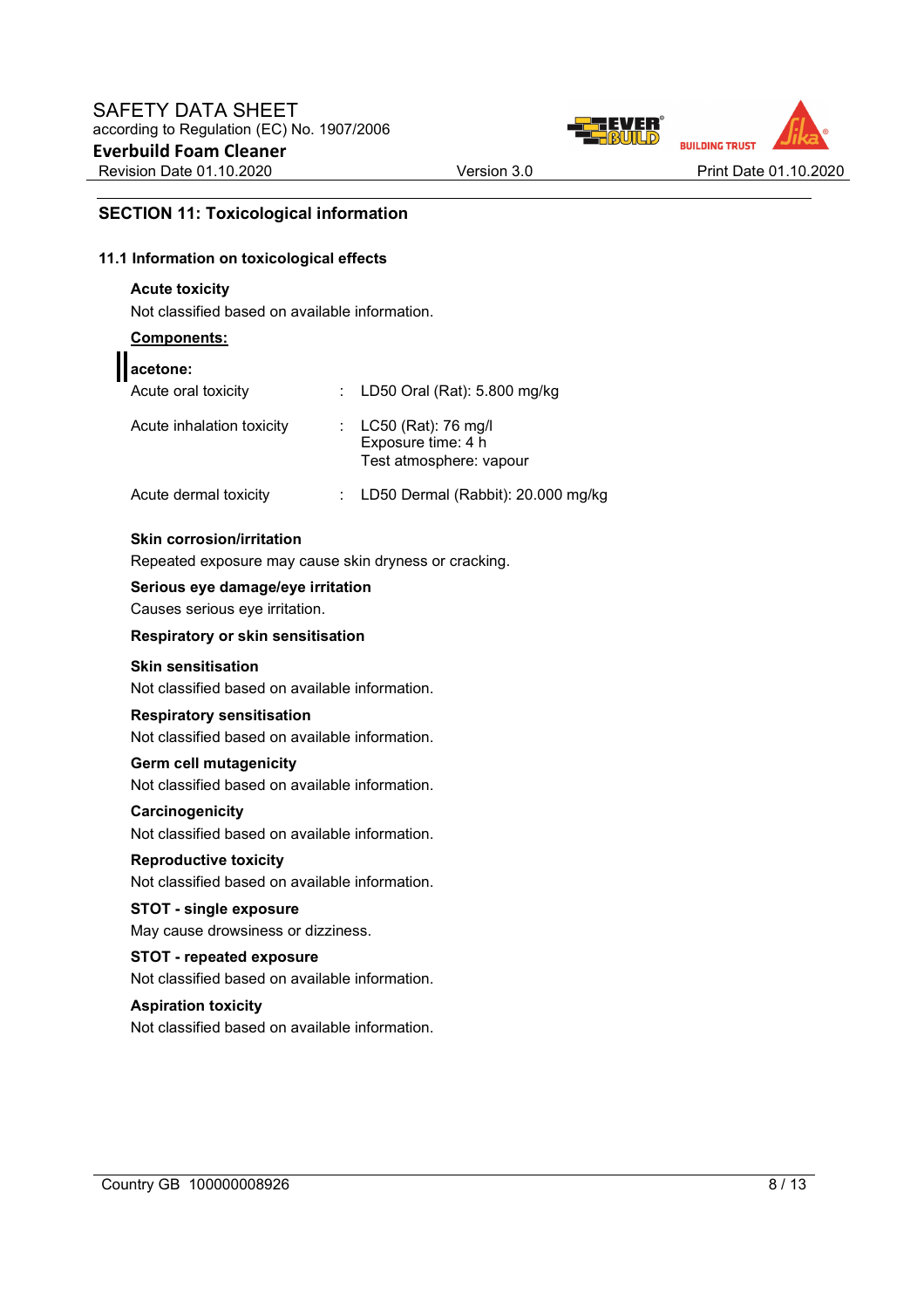## SECTION 11: Toxicological information

### 11.1 Information on toxicological effects

**Acute toxicity**

Not classified based on available information.

**Components:**

**acetone:**

| | | |
|---|---|---|
| Acute oral toxicity | : | LD50 Oral (Rat): 5.800 mg/kg |
| Acute inhalation toxicity | : | LC50 (Rat): 76 mg/l<br>Exposure time: 4 h<br>Test atmosphere: vapour |
| Acute dermal toxicity | : | LD50 Dermal (Rabbit): 20.000 mg/kg |

**Skin corrosion/irritation**

Repeated exposure may cause skin dryness or cracking.

**Serious eye damage/eye irritation**

Causes serious eye irritation.

**Respiratory or skin sensitisation**

**Skin sensitisation**

Not classified based on available information.

**Respiratory sensitisation**

Not classified based on available information.

**Germ cell mutagenicity**

Not classified based on available information.

**Carcinogenicity**

Not classified based on available information.

**Reproductive toxicity**

Not classified based on available information.

**STOT - single exposure**

May cause drowsiness or dizziness.

**STOT - repeated exposure**

Not classified based on available information.

**Aspiration toxicity**

Not classified based on available information.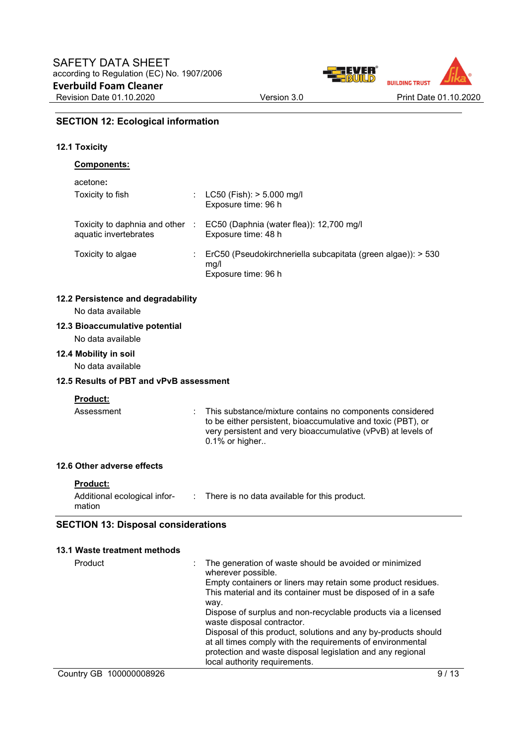## SECTION 12: Ecological information

### 12.1 Toxicity

**Components:**

acetone**:**

| | | |
|---|---|---|
| Toxicity to fish | : | LC50 (Fish): > 5.000 mg/l<br>Exposure time: 96 h |
| Toxicity to daphnia and other aquatic invertebrates | : | EC50 (Daphnia (water flea)): 12,700 mg/l<br>Exposure time: 48 h |
| Toxicity to algae | : | ErC50 (Pseudokirchneriella subcapitata (green algae)): > 530 mg/l<br>Exposure time: 96 h |

### 12.2 Persistence and degradability

No data available

### 12.3 Bioaccumulative potential

No data available

### 12.4 Mobility in soil

No data available

### 12.5 Results of PBT and vPvB assessment

**Product:**

| | | |
|---|---|---|
| Assessment | : | This substance/mixture contains no components considered to be either persistent, bioaccumulative and toxic (PBT), or very persistent and very bioaccumulative (vPvB) at levels of 0.1% or higher.. |

### 12.6 Other adverse effects

**Product:**

| | | |
|---|---|---|
| Additional ecological information | : | There is no data available for this product. |

## SECTION 13: Disposal considerations

### 13.1 Waste treatment methods

| | | |
|---|---|---|
| Product | : | The generation of waste should be avoided or minimized wherever possible.<br>Empty containers or liners may retain some product residues.<br>This material and its container must be disposed of in a safe way.<br>Dispose of surplus and non-recyclable products via a licensed waste disposal contractor.<br>Disposal of this product, solutions and any by-products should at all times comply with the requirements of environmental protection and waste disposal legislation and any regional local authority requirements. |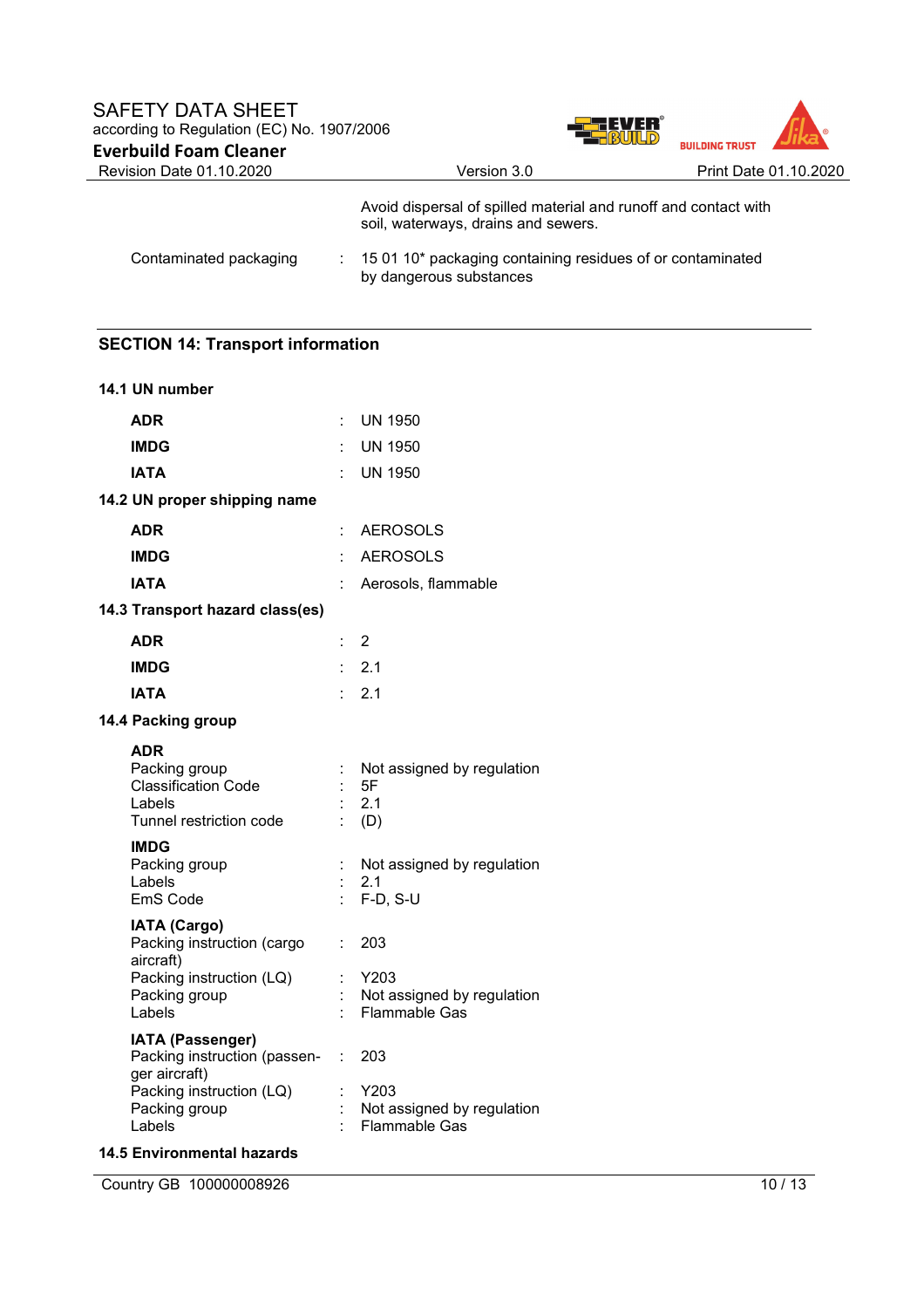| | | |
|---|---|---|
| | | Avoid dispersal of spilled material and runoff and contact with soil, waterways, drains and sewers. |
| Contaminated packaging | : | 15 01 10* packaging containing residues of or contaminated by dangerous substances |

## SECTION 14: Transport information

### 14.1 UN number

| | | |
|---|---|---|
| **ADR** | : | UN 1950 |
| **IMDG** | : | UN 1950 |
| **IATA** | : | UN 1950 |

### 14.2 UN proper shipping name

| | | |
|---|---|---|
| **ADR** | : | AEROSOLS |
| **IMDG** | : | AEROSOLS |
| **IATA** | : | Aerosols, flammable |

### 14.3 Transport hazard class(es)

| | | |
|---|---|---|
| **ADR** | : | 2 |
| **IMDG** | : | 2.1 |
| **IATA** | : | 2.1 |

### 14.4 Packing group

**ADR**

| | | |
|---|---|---|
| Packing group | : | Not assigned by regulation |
| Classification Code | : | 5F |
| Labels | : | 2.1 |
| Tunnel restriction code | : | (D) |

**IMDG**

| | | |
|---|---|---|
| Packing group | : | Not assigned by regulation |
| Labels | : | 2.1 |
| EmS Code | : | F-D, S-U |

**IATA (Cargo)**

| | | |
|---|---|---|
| Packing instruction (cargo aircraft) | : | 203 |
| Packing instruction (LQ) | : | Y203 |
| Packing group | : | Not assigned by regulation |
| Labels | : | Flammable Gas |

**IATA (Passenger)**

| | | |
|---|---|---|
| Packing instruction (passenger aircraft) | : | 203 |
| Packing instruction (LQ) | : | Y203 |
| Packing group | : | Not assigned by regulation |
| Labels | : | Flammable Gas |

### 14.5 Environmental hazards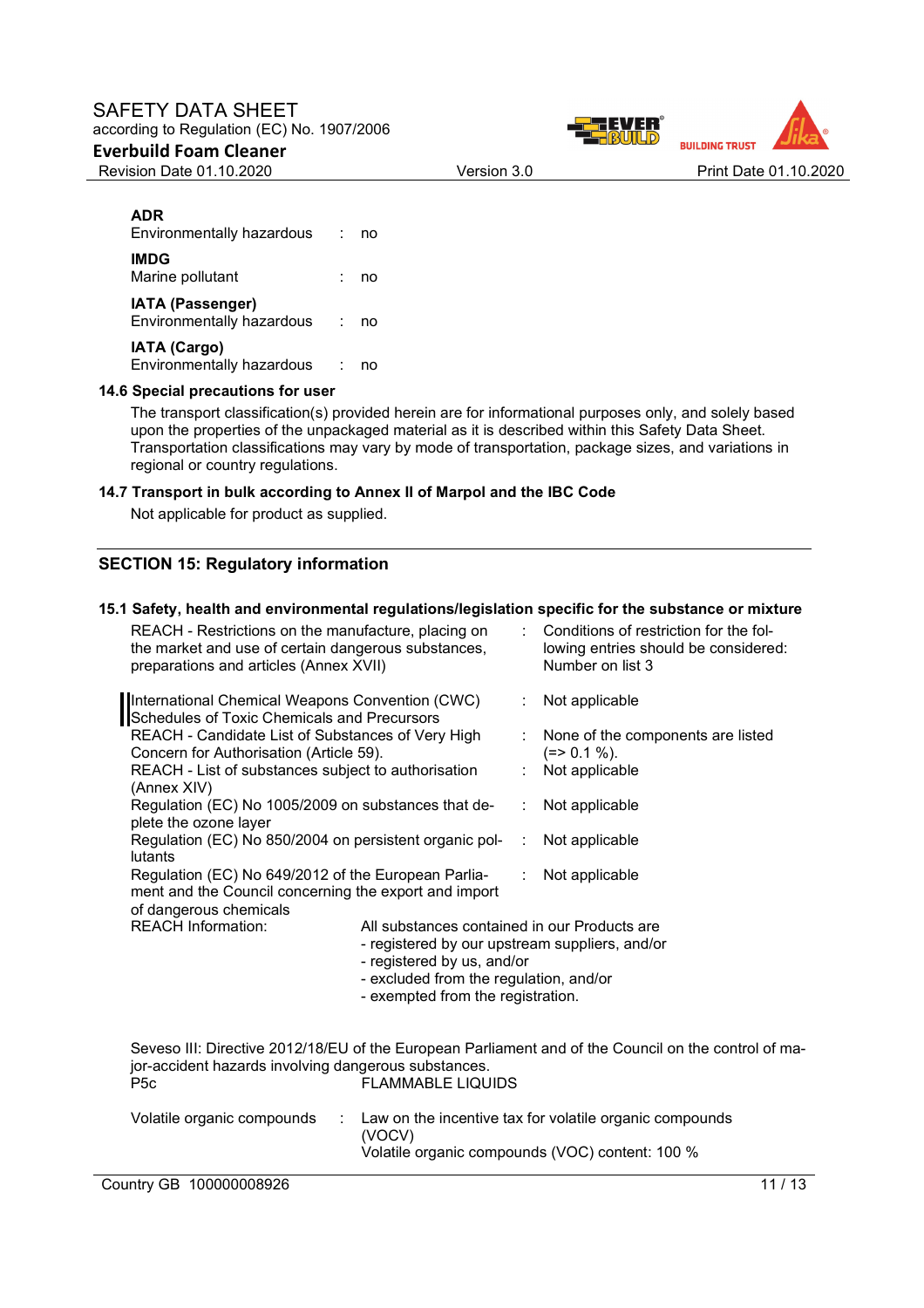**ADR**

| | | |
|---|---|---|
| Environmentally hazardous | : | no |

**IMDG**

| | | |
|---|---|---|
| Marine pollutant | : | no |

**IATA (Passenger)**

| | | |
|---|---|---|
| Environmentally hazardous | : | no |

**IATA (Cargo)**

| | | |
|---|---|---|
| Environmentally hazardous | : | no |

### 14.6 Special precautions for user

The transport classification(s) provided herein are for informational purposes only, and solely based upon the properties of the unpackaged material as it is described within this Safety Data Sheet. Transportation classifications may vary by mode of transportation, package sizes, and variations in regional or country regulations.

### 14.7 Transport in bulk according to Annex II of Marpol and the IBC Code

Not applicable for product as supplied.

## SECTION 15: Regulatory information

### 15.1 Safety, health and environmental regulations/legislation specific for the substance or mixture

| | | |
|---|---|---|
| REACH - Restrictions on the manufacture, placing on the market and use of certain dangerous substances, preparations and articles (Annex XVII) | : | Conditions of restriction for the following entries should be considered: Number on list 3 |
| International Chemical Weapons Convention (CWC) Schedules of Toxic Chemicals and Precursors | : | Not applicable |
| REACH - Candidate List of Substances of Very High Concern for Authorisation (Article 59). | : | None of the components are listed (=> 0.1 %). |
| REACH - List of substances subject to authorisation (Annex XIV) | : | Not applicable |
| Regulation (EC) No 1005/2009 on substances that deplete the ozone layer | : | Not applicable |
| Regulation (EC) No 850/2004 on persistent organic pollutants | : | Not applicable |
| Regulation (EC) No 649/2012 of the European Parliament and the Council concerning the export and import of dangerous chemicals | : | Not applicable |

REACH Information: All substances contained in our Products are
- registered by our upstream suppliers, and/or
- registered by us, and/or
- excluded from the regulation, and/or
- exempted from the registration.

Seveso III: Directive 2012/18/EU of the European Parliament and of the Council on the control of major-accident hazards involving dangerous substances.

| | |
|---|---|
| P5c | FLAMMABLE LIQUIDS |

| | | |
|---|---|---|
| Volatile organic compounds | : | Law on the incentive tax for volatile organic compounds (VOCV)<br>Volatile organic compounds (VOC) content: 100 % |

Country GB 100000008926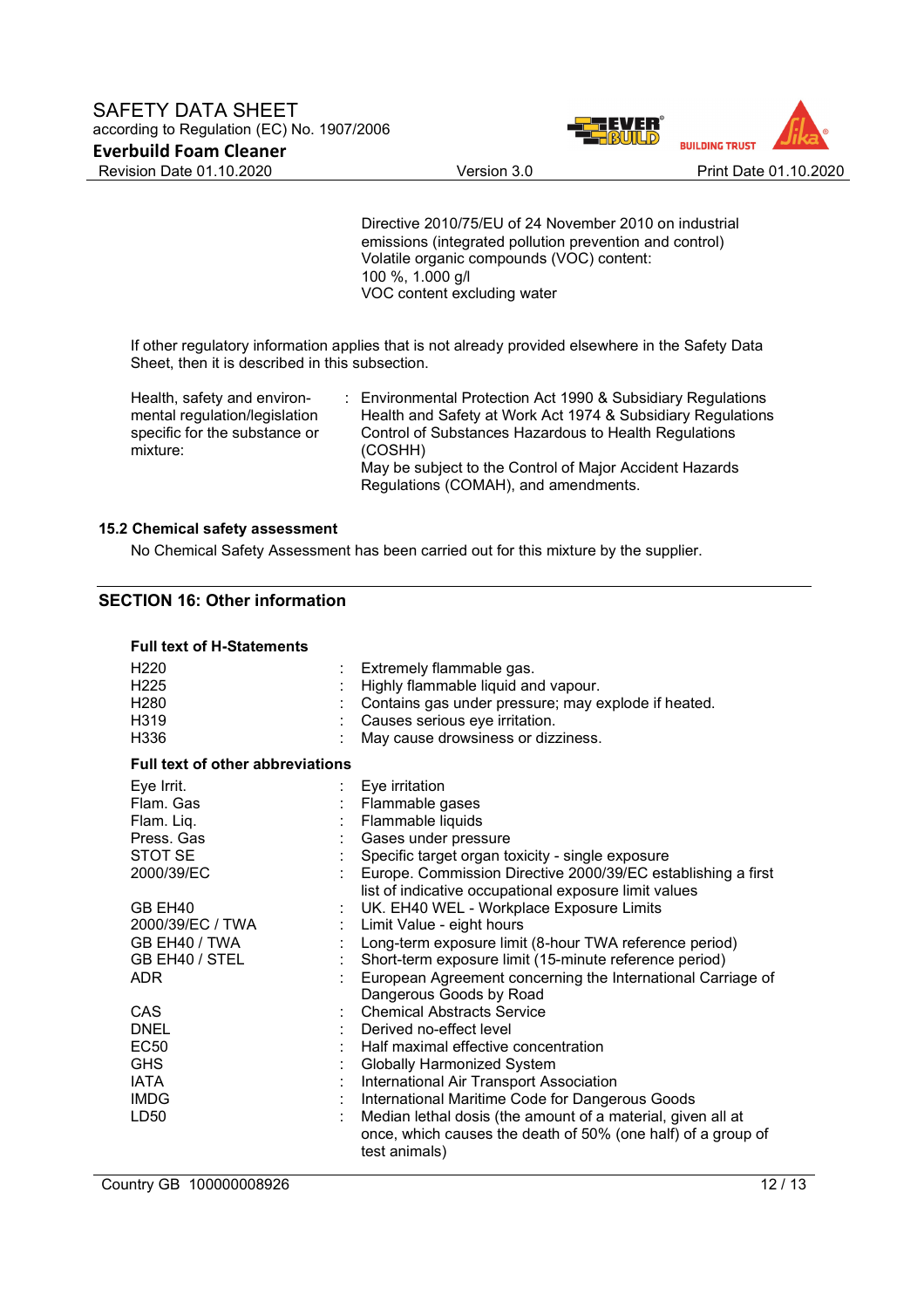Directive 2010/75/EU of 24 November 2010 on industrial emissions (integrated pollution prevention and control)
Volatile organic compounds (VOC) content:
100 %, 1.000 g/l
VOC content excluding water

If other regulatory information applies that is not already provided elsewhere in the Safety Data Sheet, then it is described in this subsection.

| | | |
|---|---|---|
| Health, safety and environmental regulation/legislation specific for the substance or mixture: | : | Environmental Protection Act 1990 & Subsidiary Regulations<br>Health and Safety at Work Act 1974 & Subsidiary Regulations<br>Control of Substances Hazardous to Health Regulations (COSHH)<br>May be subject to the Control of Major Accident Hazards Regulations (COMAH), and amendments. |

### 15.2 Chemical safety assessment

No Chemical Safety Assessment has been carried out for this mixture by the supplier.

## SECTION 16: Other information

**Full text of H-Statements**

| | | |
|---|---|---|
| H220 | : | Extremely flammable gas. |
| H225 | : | Highly flammable liquid and vapour. |
| H280 | : | Contains gas under pressure; may explode if heated. |
| H319 | : | Causes serious eye irritation. |
| H336 | : | May cause drowsiness or dizziness. |

**Full text of other abbreviations**

| | | |
|---|---|---|
| Eye Irrit. | : | Eye irritation |
| Flam. Gas | : | Flammable gases |
| Flam. Liq. | : | Flammable liquids |
| Press. Gas | : | Gases under pressure |
| STOT SE | : | Specific target organ toxicity - single exposure |
| 2000/39/EC | : | Europe. Commission Directive 2000/39/EC establishing a first list of indicative occupational exposure limit values |
| GB EH40 | : | UK. EH40 WEL - Workplace Exposure Limits |
| 2000/39/EC / TWA | : | Limit Value - eight hours |
| GB EH40 / TWA | : | Long-term exposure limit (8-hour TWA reference period) |
| GB EH40 / STEL | : | Short-term exposure limit (15-minute reference period) |
| ADR | : | European Agreement concerning the International Carriage of Dangerous Goods by Road |
| CAS | : | Chemical Abstracts Service |
| DNEL | : | Derived no-effect level |
| EC50 | : | Half maximal effective concentration |
| GHS | : | Globally Harmonized System |
| IATA | : | International Air Transport Association |
| IMDG | : | International Maritime Code for Dangerous Goods |
| LD50 | : | Median lethal dosis (the amount of a material, given all at once, which causes the death of 50% (one half) of a group of test animals) |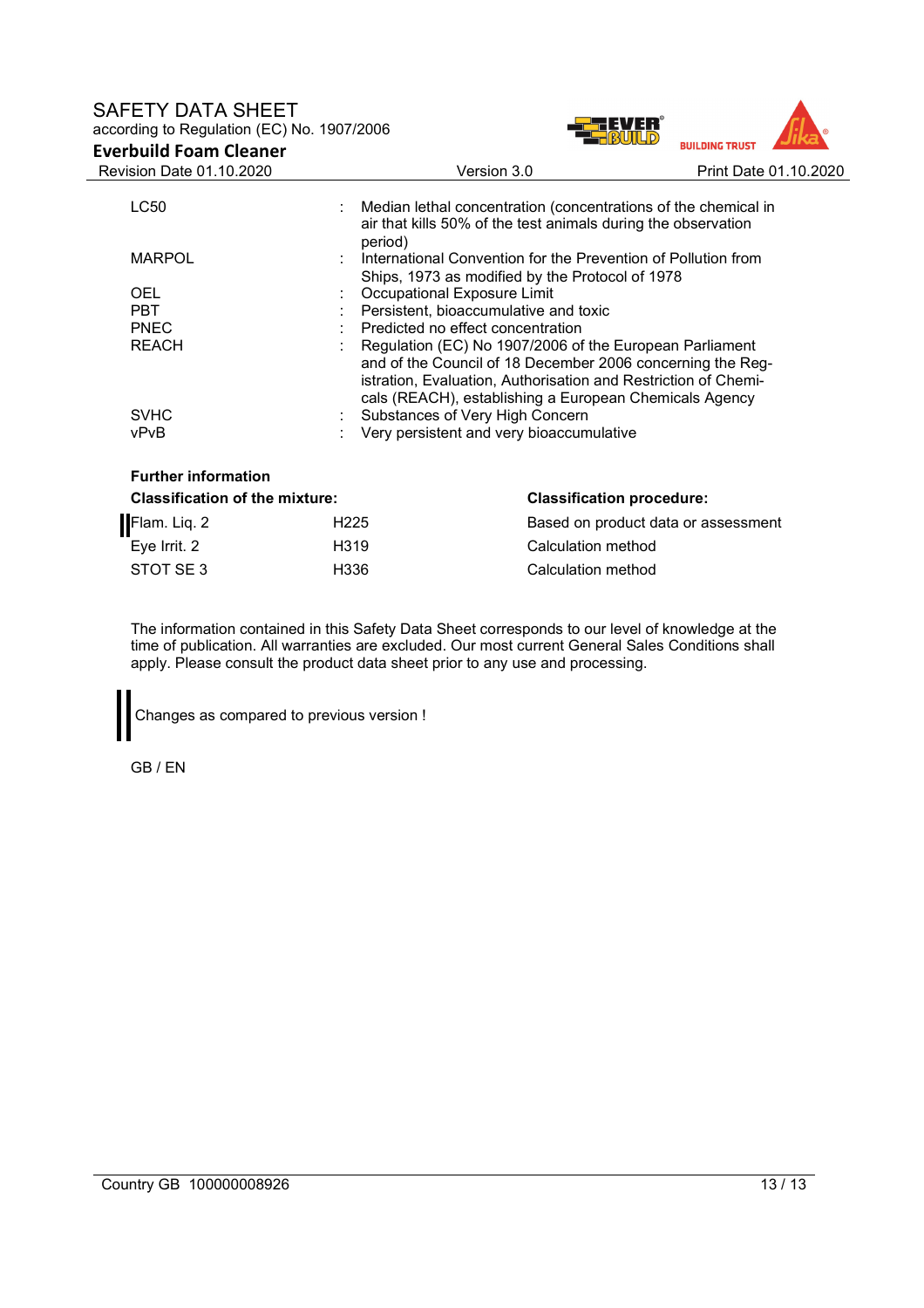| | | |
|---|---|---|
| LC50 | : | Median lethal concentration (concentrations of the chemical in air that kills 50% of the test animals during the observation period) |
| MARPOL | : | International Convention for the Prevention of Pollution from Ships, 1973 as modified by the Protocol of 1978 |
| OEL | : | Occupational Exposure Limit |
| PBT | : | Persistent, bioaccumulative and toxic |
| PNEC | : | Predicted no effect concentration |
| REACH | : | Regulation (EC) No 1907/2006 of the European Parliament and of the Council of 18 December 2006 concerning the Registration, Evaluation, Authorisation and Restriction of Chemicals (REACH), establishing a European Chemicals Agency |
| SVHC | : | Substances of Very High Concern |
| vPvB | : | Very persistent and very bioaccumulative |

**Further information**

| **Classification of the mixture:** | | **Classification procedure:** |
|---|---|---|
| Flam. Liq. 2 | H225 | Based on product data or assessment |
| Eye Irrit. 2 | H319 | Calculation method |
| STOT SE 3 | H336 | Calculation method |

The information contained in this Safety Data Sheet corresponds to our level of knowledge at the time of publication. All warranties are excluded. Our most current General Sales Conditions shall apply. Please consult the product data sheet prior to any use and processing.

Changes as compared to previous version !

GB / EN